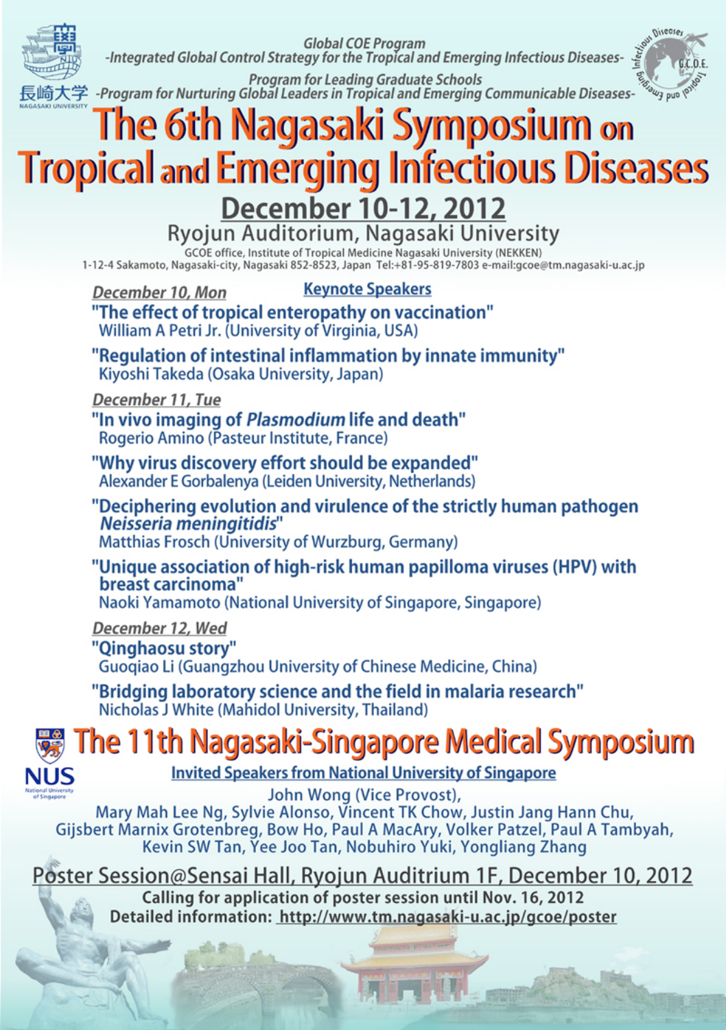Global COE Program
*-Integrated Global Control Strategy for the Tropical and Emerging Infectious Diseases-*

Program for Leading Graduate Schools
*-Program for Nurturing Global Leaders in Tropical and Emerging Communicable Diseases-*

長崎大学
NAGASAKI UNIVERSITY

# The 6th Nagasaki Symposium on Tropical and Emerging Infectious Diseases

## December 10-12, 2012

Ryojun Auditorium, Nagasaki University

GCOE office, Institute of Tropical Medicine Nagasaki University (NEKKEN)
1-12-4 Sakamoto, Nagasaki-city, Nagasaki 852-8523, Japan Tel:+81-95-819-7803 e-mail:gcoe@tm.nagasaki-u.ac.jp

### Keynote Speakers

***December 10, Mon***

**"The effect of tropical enteropathy on vaccination"**
William A Petri Jr. (University of Virginia, USA)

**"Regulation of intestinal inflammation by innate immunity"**
Kiyoshi Takeda (Osaka University, Japan)

***December 11, Tue***

**"In vivo imaging of *Plasmodium* life and death"**
Rogerio Amino (Pasteur Institute, France)

**"Why virus discovery effort should be expanded"**
Alexander E Gorbalenya (Leiden University, Netherlands)

**"Deciphering evolution and virulence of the strictly human pathogen *Neisseria meningitidis*"**
Matthias Frosch (University of Wurzburg, Germany)

**"Unique association of high-risk human papilloma viruses (HPV) with breast carcinoma"**
Naoki Yamamoto (National University of Singapore, Singapore)

***December 12, Wed***

**"Qinghaosu story"**
Guoqiao Li (Guangzhou University of Chinese Medicine, China)

**"Bridging laboratory science and the field in malaria research"**
Nicholas J White (Mahidol University, Thailand)

# The 11th Nagasaki-Singapore Medical Symposium

NUS
National University of Singapore

### Invited Speakers from National University of Singapore

John Wong (Vice Provost),
Mary Mah Lee Ng, Sylvie Alonso, Vincent TK Chow, Justin Jang Hann Chu,
Gijsbert Marnix Grotenbreg, Bow Ho, Paul A MacAry, Volker Patzel, Paul A Tambyah,
Kevin SW Tan, Yee Joo Tan, Nobuhiro Yuki, Yongliang Zhang

## Poster Session@Sensai Hall, Ryojun Auditrium 1F, December 10, 2012

**Calling for application of poster session until Nov. 16, 2012**
**Detailed information: http://www.tm.nagasaki-u.ac.jp/gcoe/poster**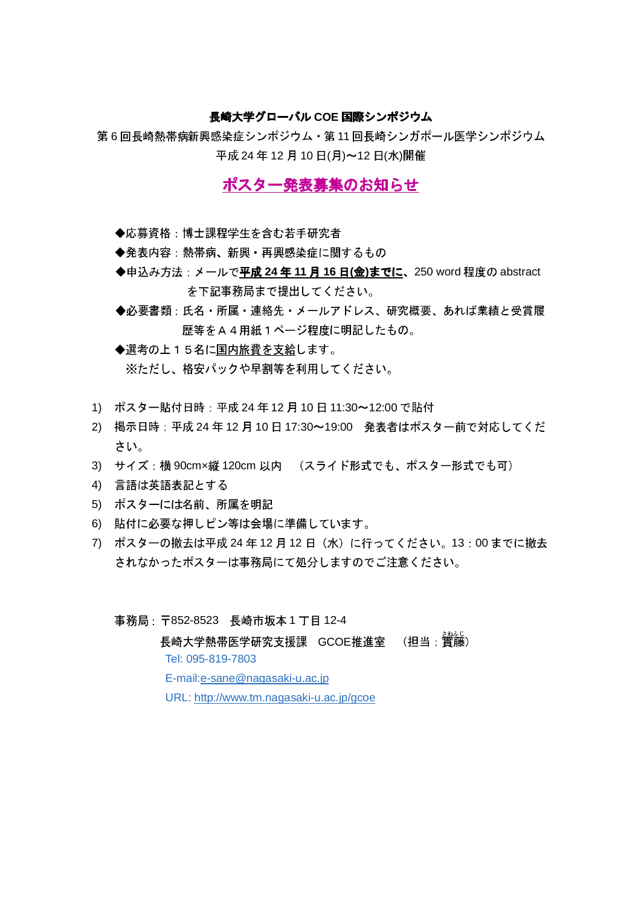**長崎大学グローバル COE 国際シンポジウム**

第 6 回長崎熱帯病新興感染症シンポジウム・第 11 回長崎シンガポール医学シンポジウム

平成 24 年 12 月 10 日(月)〜12 日(水)開催

## ポスター発表募集のお知らせ

◆応募資格：博士課程学生を含む若手研究者

◆発表内容：熱帯病、新興・再興感染症に関するもの

◆申込み方法：メールで**平成 24 年 11 月 16 日(金)までに**、250 word 程度の abstract を下記事務局まで提出してください。

◆必要書類：氏名・所属・連絡先・メールアドレス、研究概要、あれば業績と受賞履歴等をＡ４用紙１ページ程度に明記したもの。

◆選考の上１５名に国内旅費を支給します。
※ただし、格安パックや早割等を利用してください。

1) ポスター貼付日時：平成 24 年 12 月 10 日 11:30〜12:00 で貼付
2) 掲示日時：平成 24 年 12 月 10 日 17:30〜19:00　発表者はポスター前で対応してください。
3) サイズ：横 90cm×縦 120cm 以内　（スライド形式でも、ポスター形式でも可）
4) 言語は英語表記とする
5) ポスターには名前、所属を明記
6) 貼付に必要な押しピン等は会場に準備しています。
7) ポスターの撤去は平成 24 年 12 月 12 日（水）に行ってください。13：00 までに撤去されなかったポスターは事務局にて処分しますのでご注意ください。

事務局：〒852-8523　長崎市坂本１丁目 12-4
長崎大学熱帯医学研究支援課　GCOE推進室　（担当：實藤（さねふじ））
Tel: 095-819-7803
E-mail:e-sane@nagasaki-u.ac.jp
URL: http://www.tm.nagasaki-u.ac.jp/gcoe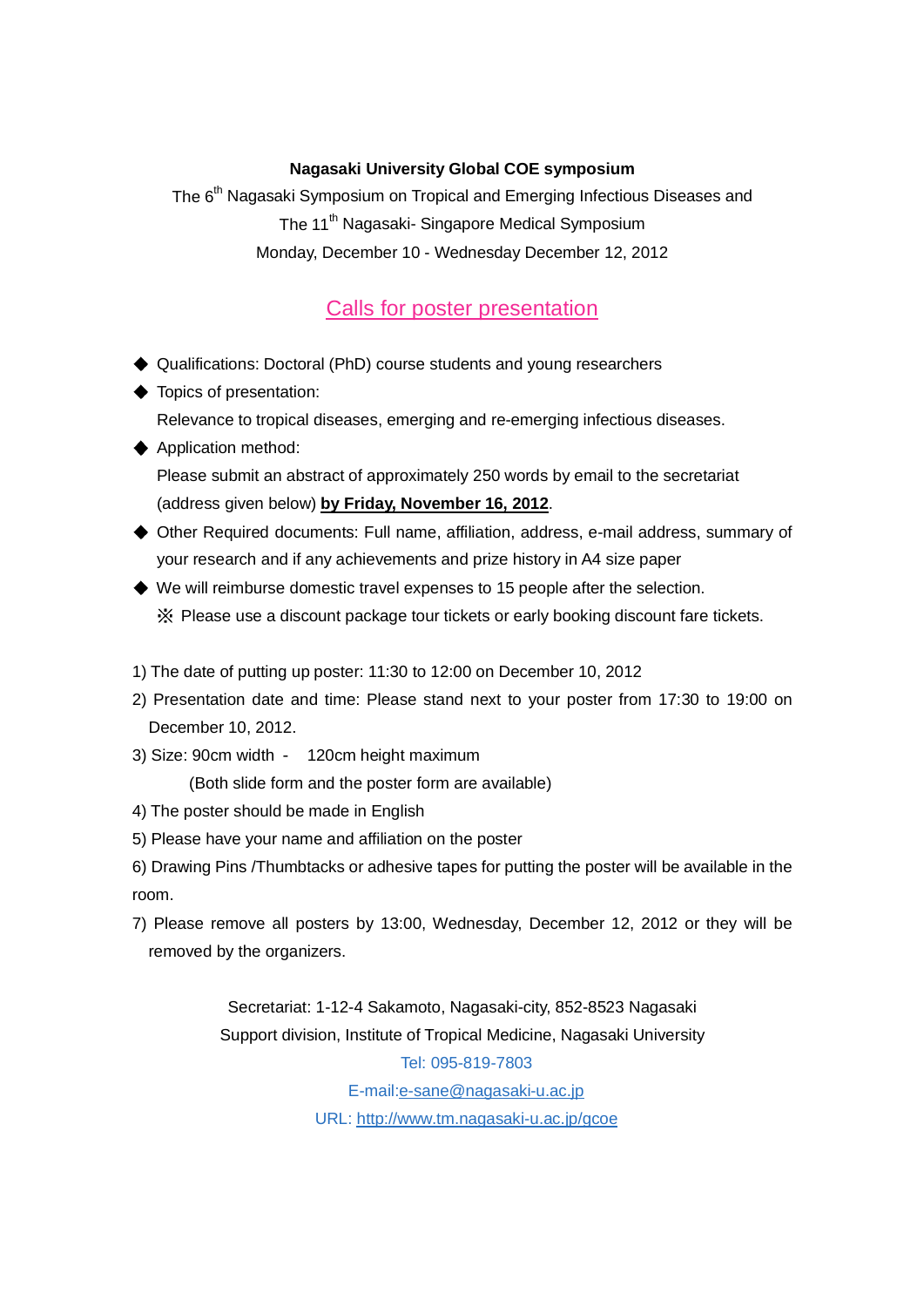**Nagasaki University Global COE symposium**

The 6th Nagasaki Symposium on Tropical and Emerging Infectious Diseases and

The 11th Nagasaki- Singapore Medical Symposium

Monday, December 10 - Wednesday December 12, 2012

## Calls for poster presentation

- ◆ Qualifications: Doctoral (PhD) course students and young researchers
- ◆ Topics of presentation:
  Relevance to tropical diseases, emerging and re-emerging infectious diseases.
- ◆ Application method:
  Please submit an abstract of approximately 250 words by email to the secretariat (address given below) **by Friday, November 16, 2012**.
- ◆ Other Required documents: Full name, affiliation, address, e-mail address, summary of your research and if any achievements and prize history in A4 size paper
- ◆ We will reimburse domestic travel expenses to 15 people after the selection.
  ※ Please use a discount package tour tickets or early booking discount fare tickets.

1) The date of putting up poster: 11:30 to 12:00 on December 10, 2012
2) Presentation date and time: Please stand next to your poster from 17:30 to 19:00 on December 10, 2012.
3) Size: 90cm width - 120cm height maximum
   (Both slide form and the poster form are available)
4) The poster should be made in English
5) Please have your name and affiliation on the poster
6) Drawing Pins /Thumbtacks or adhesive tapes for putting the poster will be available in the room.
7) Please remove all posters by 13:00, Wednesday, December 12, 2012 or they will be removed by the organizers.

Secretariat: 1-12-4 Sakamoto, Nagasaki-city, 852-8523 Nagasaki

Support division, Institute of Tropical Medicine, Nagasaki University

Tel: 095-819-7803

E-mail:e-sane@nagasaki-u.ac.jp

URL: http://www.tm.nagasaki-u.ac.jp/gcoe